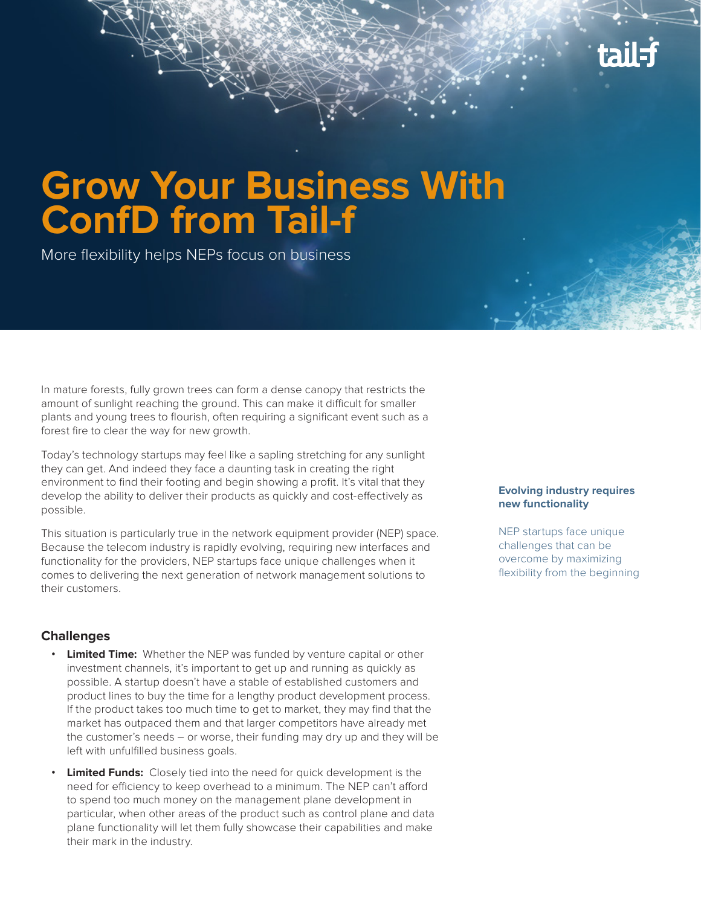# Grow Your Business With ConfD from Tail-f

More flexibility helps NEPs focus on business

In mature forests, fully grown trees can form a dense canopy that restricts the amount of sunlight reaching the ground. This can make it difficult for smaller plants and young trees to flourish, often requiring a significant event such as a forest fire to clear the way for new growth.

Today's technology startups may feel like a sapling stretching for any sunlight they can get. And indeed they face a daunting task in creating the right environment to find their footing and begin showing a profit. It's vital that they develop the ability to deliver their products as quickly and cost-effectively as possible.

**Evolving industry requires new functionality**

NEP startups face unique challenges that can be overcome by maximizing flexibility from the beginning

This situation is particularly true in the network equipment provider (NEP) space. Because the telecom industry is rapidly evolving, requiring new interfaces and functionality for the providers, NEP startups face unique challenges when it comes to delivering the next generation of network management solutions to their customers.

## Challenges

- **Limited Time:** Whether the NEP was funded by venture capital or other investment channels, it's important to get up and running as quickly as possible. A startup doesn't have a stable of established customers and product lines to buy the time for a lengthy product development process. If the product takes too much time to get to market, they may find that the market has outpaced them and that larger competitors have already met the customer's needs – or worse, their funding may dry up and they will be left with unfulfilled business goals.
- **Limited Funds:** Closely tied into the need for quick development is the need for efficiency to keep overhead to a minimum. The NEP can't afford to spend too much money on the management plane development in particular, when other areas of the product such as control plane and data plane functionality will let them fully showcase their capabilities and make their mark in the industry.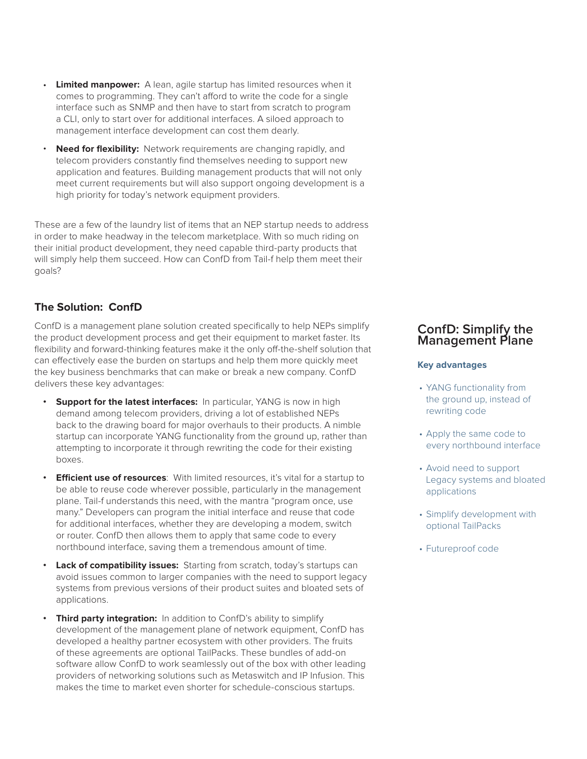- **Limited manpower:** A lean, agile startup has limited resources when it comes to programming. They can't afford to write the code for a single interface such as SNMP and then have to start from scratch to program a CLI, only to start over for additional interfaces. A siloed approach to management interface development can cost them dearly.
- **Need for flexibility:** Network requirements are changing rapidly, and telecom providers constantly find themselves needing to support new application and features. Building management products that will not only meet current requirements but will also support ongoing development is a high priority for today's network equipment providers.

These are a few of the laundry list of items that an NEP startup needs to address in order to make headway in the telecom marketplace. With so much riding on their initial product development, they need capable third-party products that will simply help them succeed. How can ConfD from Tail-f help them meet their goals?

## The Solution: ConfD

ConfD is a management plane solution created specifically to help NEPs simplify the product development process and get their equipment to market faster. Its flexibility and forward-thinking features make it the only off-the-shelf solution that can effectively ease the burden on startups and help them more quickly meet the key business benchmarks that can make or break a new company. ConfD delivers these key advantages:

- **Support for the latest interfaces:** In particular, YANG is now in high demand among telecom providers, driving a lot of established NEPs back to the drawing board for major overhauls to their products. A nimble startup can incorporate YANG functionality from the ground up, rather than attempting to incorporate it through rewriting the code for their existing boxes.
- **Efficient use of resources**: With limited resources, it's vital for a startup to be able to reuse code wherever possible, particularly in the management plane. Tail-f understands this need, with the mantra "program once, use many." Developers can program the initial interface and reuse that code for additional interfaces, whether they are developing a modem, switch or router. ConfD then allows them to apply that same code to every northbound interface, saving them a tremendous amount of time.
- **Lack of compatibility issues:** Starting from scratch, today's startups can avoid issues common to larger companies with the need to support legacy systems from previous versions of their product suites and bloated sets of applications.
- **Third party integration:** In addition to ConfD's ability to simplify development of the management plane of network equipment, ConfD has developed a healthy partner ecosystem with other providers. The fruits of these agreements are optional TailPacks. These bundles of add-on software allow ConfD to work seamlessly out of the box with other leading providers of networking solutions such as Metaswitch and IP Infusion. This makes the time to market even shorter for schedule-conscious startups.

## ConfD: Simplify the Management Plane

### Key advantages

- YANG functionality from the ground up, instead of rewriting code
- Apply the same code to every northbound interface
- Avoid need to support Legacy systems and bloated applications
- Simplify development with optional TailPacks
- Futureproof code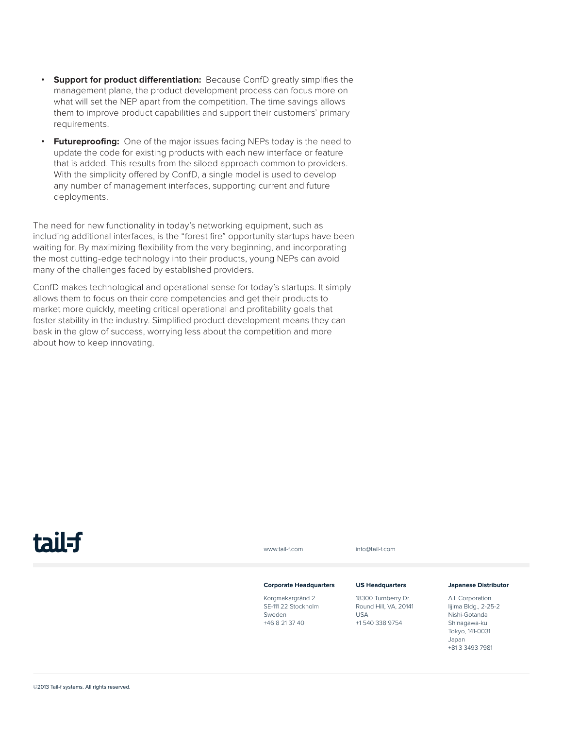- **Support for product differentiation:** Because ConfD greatly simplifies the management plane, the product development process can focus more on what will set the NEP apart from the competition. The time savings allows them to improve product capabilities and support their customers' primary requirements.
- **Futureproofing:** One of the major issues facing NEPs today is the need to update the code for existing products with each new interface or feature that is added. This results from the siloed approach common to providers. With the simplicity offered by ConfD, a single model is used to develop any number of management interfaces, supporting current and future deployments.

The need for new functionality in today's networking equipment, such as including additional interfaces, is the "forest fire" opportunity startups have been waiting for. By maximizing flexibility from the very beginning, and incorporating the most cutting-edge technology into their products, young NEPs can avoid many of the challenges faced by established providers.

ConfD makes technological and operational sense for today's startups. It simply allows them to focus on their core competencies and get their products to market more quickly, meeting critical operational and profitability goals that foster stability in the industry. Simplified product development means they can bask in the glow of success, worrying less about the competition and more about how to keep innovating.

tail-f

www.tail-f.com

info@tail-f.com

**Corporate Headquarters**

Korgmakargränd 2
SE-111 22 Stockholm
Sweden
+46 8 21 37 40

**US Headquarters**

18300 Turnberry Dr.
Round Hill, VA, 20141
USA
+1 540 338 9754

**Japanese Distributor**

A.I. Corporation
Iijima Bldg., 2-25-2
Nishi-Gotanda
Shinagawa-ku
Tokyo, 141-0031
Japan
+81 3 3493 7981

©2013 Tail-f systems. All rights reserved.